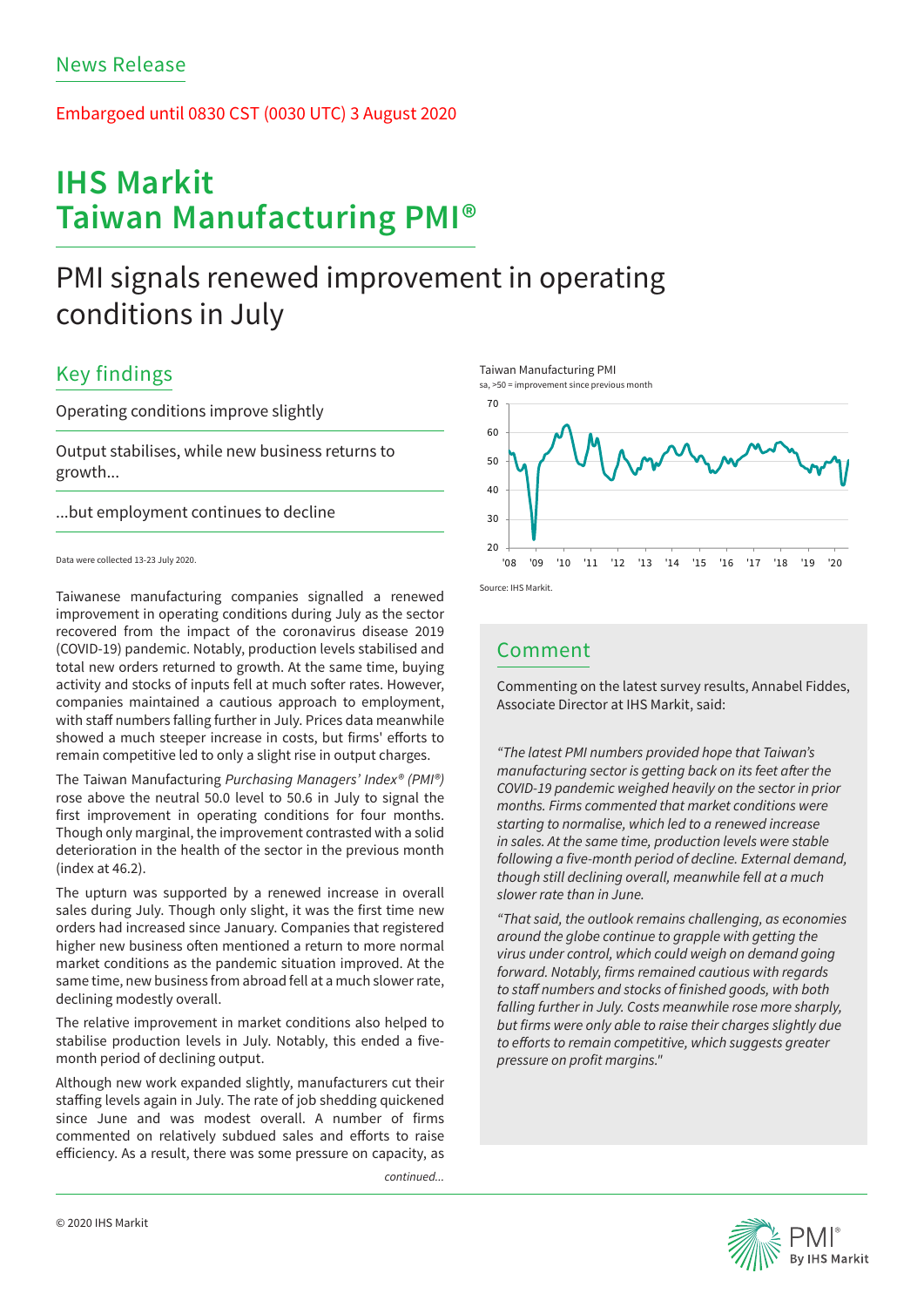News Release

Embargoed until 0830 CST (0030 UTC) 3 August 2020

# IHS Markit Taiwan Manufacturing PMI®

## PMI signals renewed improvement in operating conditions in July

### Key findings

Operating conditions improve slightly

Output stabilises, while new business returns to growth...

...but employment continues to decline

Data were collected 13-23 July 2020.

Taiwanese manufacturing companies signalled a renewed improvement in operating conditions during July as the sector recovered from the impact of the coronavirus disease 2019 (COVID-19) pandemic. Notably, production levels stabilised and total new orders returned to growth. At the same time, buying activity and stocks of inputs fell at much softer rates. However, companies maintained a cautious approach to employment, with staff numbers falling further in July. Prices data meanwhile showed a much steeper increase in costs, but firms' efforts to remain competitive led to only a slight rise in output charges.

The Taiwan Manufacturing *Purchasing Managers' Index® (PMI®)* rose above the neutral 50.0 level to 50.6 in July to signal the first improvement in operating conditions for four months. Though only marginal, the improvement contrasted with a solid deterioration in the health of the sector in the previous month (index at 46.2).

The upturn was supported by a renewed increase in overall sales during July. Though only slight, it was the first time new orders had increased since January. Companies that registered higher new business often mentioned a return to more normal market conditions as the pandemic situation improved. At the same time, new business from abroad fell at a much slower rate, declining modestly overall.

The relative improvement in market conditions also helped to stabilise production levels in July. Notably, this ended a five-month period of declining output.

Although new work expanded slightly, manufacturers cut their staffing levels again in July. The rate of job shedding quickened since June and was modest overall. A number of firms commented on relatively subdued sales and efforts to raise efficiency. As a result, there was some pressure on capacity, as

*continued...*

Taiwan Manufacturing PMI
sa, >50 = improvement since previous month

Source: IHS Markit.

### Comment

Commenting on the latest survey results, Annabel Fiddes, Associate Director at IHS Markit, said:

*"The latest PMI numbers provided hope that Taiwan's manufacturing sector is getting back on its feet after the COVID-19 pandemic weighed heavily on the sector in prior months. Firms commented that market conditions were starting to normalise, which led to a renewed increase in sales. At the same time, production levels were stable following a five-month period of decline. External demand, though still declining overall, meanwhile fell at a much slower rate than in June.*

*"That said, the outlook remains challenging, as economies around the globe continue to grapple with getting the virus under control, which could weigh on demand going forward. Notably, firms remained cautious with regards to staff numbers and stocks of finished goods, with both falling further in July. Costs meanwhile rose more sharply, but firms were only able to raise their charges slightly due to efforts to remain competitive, which suggests greater pressure on profit margins."*

© 2020 IHS Markit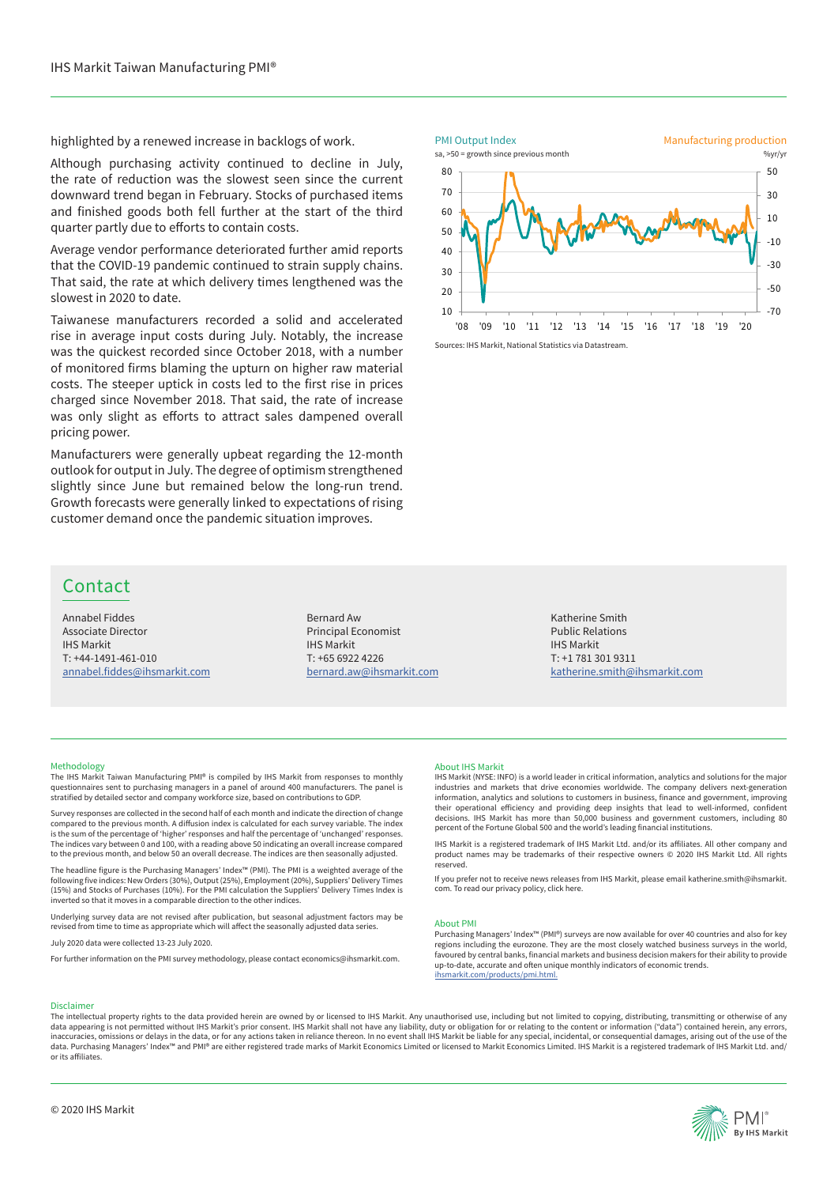highlighted by a renewed increase in backlogs of work.

Although purchasing activity continued to decline in July, the rate of reduction was the slowest seen since the current downward trend began in February. Stocks of purchased items and finished goods both fell further at the start of the third quarter partly due to efforts to contain costs.

Average vendor performance deteriorated further amid reports that the COVID-19 pandemic continued to strain supply chains. That said, the rate at which delivery times lengthened was the slowest in 2020 to date.

Taiwanese manufacturers recorded a solid and accelerated rise in average input costs during July. Notably, the increase was the quickest recorded since October 2018, with a number of monitored firms blaming the upturn on higher raw material costs. The steeper uptick in costs led to the first rise in prices charged since November 2018. That said, the rate of increase was only slight as efforts to attract sales dampened overall pricing power.

Manufacturers were generally upbeat regarding the 12-month outlook for output in July. The degree of optimism strengthened slightly since June but remained below the long-run trend. Growth forecasts were generally linked to expectations of rising customer demand once the pandemic situation improves.

PMI Output Index
sa, >50 = growth since previous month
Manufacturing production
%yr/yr
80
70
60
50
40
30
20
10
50
30
10
-10
-30
-50
-70
'08 '09 '10 '11 '12 '13 '14 '15 '16 '17 '18 '19 '20

Sources: IHS Markit, National Statistics via Datastream.

## Contact

Annabel Fiddes
Associate Director
IHS Markit
T: +44-1491-461-010
annabel.fiddes@ihsmarkit.com

Bernard Aw
Principal Economist
IHS Markit
T: +65 6922 4226
bernard.aw@ihsmarkit.com

Katherine Smith
Public Relations
IHS Markit
T: +1 781 301 9311
katherine.smith@ihsmarkit.com

### Methodology

The IHS Markit Taiwan Manufacturing PMI® is compiled by IHS Markit from responses to monthly questionnaires sent to purchasing managers in a panel of around 400 manufacturers. The panel is stratified by detailed sector and company workforce size, based on contributions to GDP.

Survey responses are collected in the second half of each month and indicate the direction of change compared to the previous month. A diffusion index is calculated for each survey variable. The index is the sum of the percentage of 'higher' responses and half the percentage of 'unchanged' responses. The indices vary between 0 and 100, with a reading above 50 indicating an overall increase compared to the previous month, and below 50 an overall decrease. The indices are then seasonally adjusted.

The headline figure is the Purchasing Managers' Index™ (PMI). The PMI is a weighted average of the following five indices: New Orders (30%), Output (25%), Employment (20%), Suppliers' Delivery Times (15%) and Stocks of Purchases (10%). For the PMI calculation the Suppliers' Delivery Times Index is inverted so that it moves in a comparable direction to the other indices.

Underlying survey data are not revised after publication, but seasonal adjustment factors may be revised from time to time as appropriate which will affect the seasonally adjusted data series.

July 2020 data were collected 13-23 July 2020.

For further information on the PMI survey methodology, please contact economics@ihsmarkit.com.

### About IHS Markit

IHS Markit (NYSE: INFO) is a world leader in critical information, analytics and solutions for the major industries and markets that drive economies worldwide. The company delivers next-generation information, analytics and solutions to customers in business, finance and government, improving their operational efficiency and providing deep insights that lead to well-informed, confident decisions. IHS Markit has more than 50,000 business and government customers, including 80 percent of the Fortune Global 500 and the world's leading financial institutions.

IHS Markit is a registered trademark of IHS Markit Ltd. and/or its affiliates. All other company and product names may be trademarks of their respective owners © 2020 IHS Markit Ltd. All rights reserved.

If you prefer not to receive news releases from IHS Markit, please email katherine.smith@ihsmarkit.com. To read our privacy policy, click here.

### About PMI

Purchasing Managers' Index™ (PMI®) surveys are now available for over 40 countries and also for key regions including the eurozone. They are the most closely watched business surveys in the world, favoured by central banks, financial markets and business decision makers for their ability to provide up-to-date, accurate and often unique monthly indicators of economic trends.
ihsmarkit.com/products/pmi.html.

### Disclaimer

The intellectual property rights to the data provided herein are owned by or licensed to IHS Markit. Any unauthorised use, including but not limited to copying, distributing, transmitting or otherwise of any data appearing is not permitted without IHS Markit's prior consent. IHS Markit shall not have any liability, duty or obligation for or relating to the content or information ("data") contained herein, any errors, inaccuracies, omissions or delays in the data, or for any actions taken in reliance thereon. In no event shall IHS Markit be liable for any special, incidental, or consequential damages, arising out of the use of the data. Purchasing Managers' Index™ and PMI® are either registered trade marks of Markit Economics Limited or licensed to Markit Economics Limited. IHS Markit is a registered trademark of IHS Markit Ltd. and/or its affiliates.

© 2020 IHS Markit